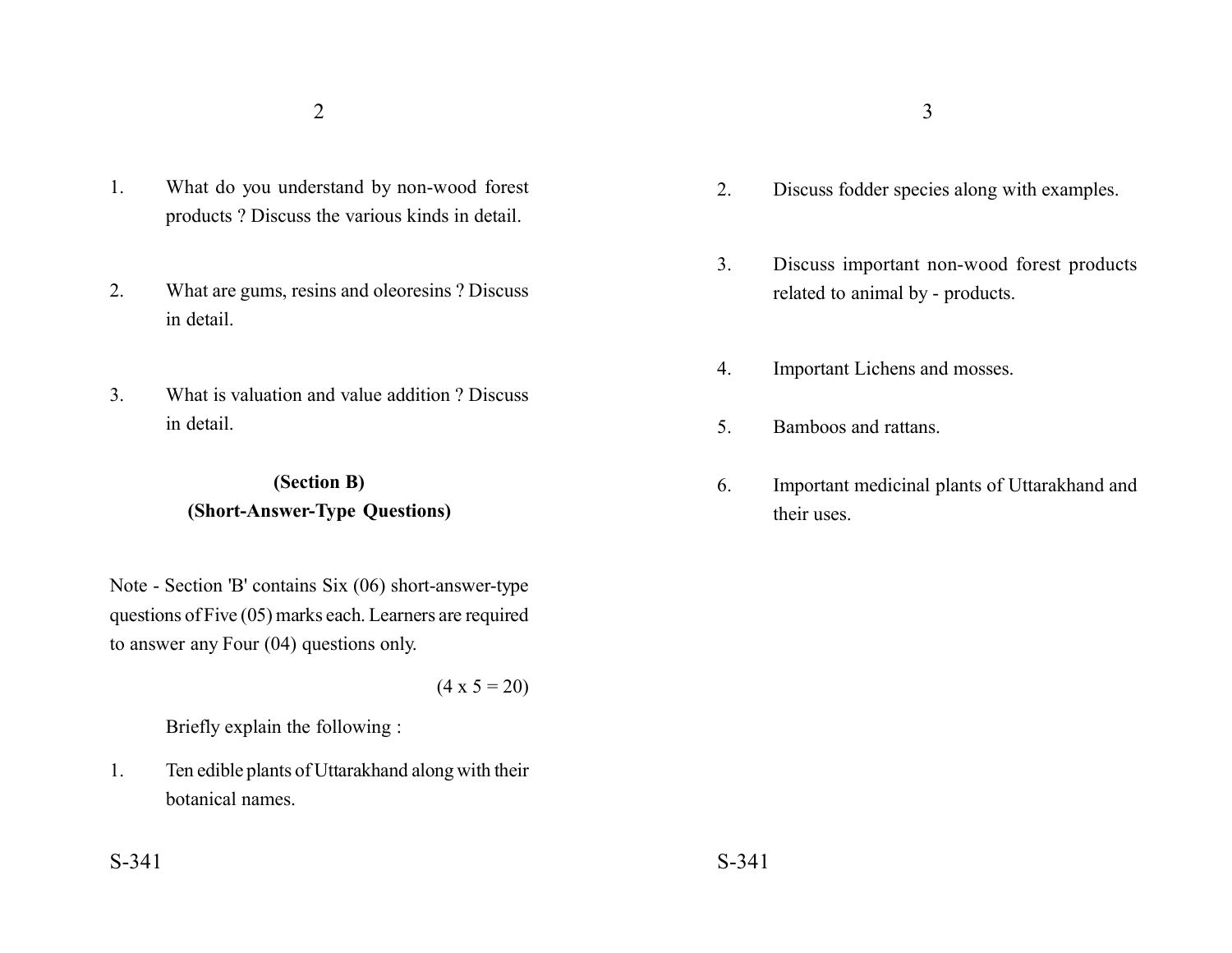1. What do you understand by non-wood forest products ? Discuss the various kinds in detail.

2. What are gums, resins and oleoresins ? Discuss in detail.

3. What is valuation and value addition ? Discuss in detail.

## (Section B)
## (Short-Answer-Type Questions)

Note - Section 'B' contains Six (06) short-answer-type questions of Five (05) marks each. Learners are required to answer any Four (04) questions only.

(4 x 5 = 20)

Briefly explain the following :

1. Ten edible plants of Uttarakhand along with their botanical names.

2. Discuss fodder species along with examples.

3. Discuss important non-wood forest products related to animal by - products.

4. Important Lichens and mosses.

5. Bamboos and rattans.

6. Important medicinal plants of Uttarakhand and their uses.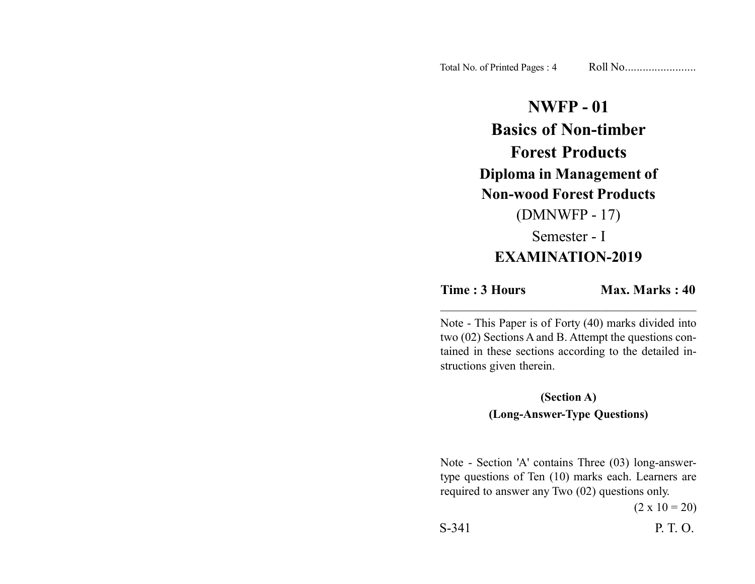Total No. of Printed Pages : 4 Roll No........................

# NWFP - 01

# Basics of Non-timber Forest Products

## Diploma in Management of Non-wood Forest Products

(DMNWFP - 17)

Semester - I

**EXAMINATION-2019**

**Time : 3 Hours** **Max. Marks : 40**

---

Note - This Paper is of Forty (40) marks divided into two (02) Sections A and B. Attempt the questions contained in these sections according to the detailed instructions given therein.

**(Section A)**

**(Long-Answer-Type Questions)**

Note - Section 'A' contains Three (03) long-answer-type questions of Ten (10) marks each. Learners are required to answer any Two (02) questions only.

(2 x 10 = 20)

S-341 P. T. O.